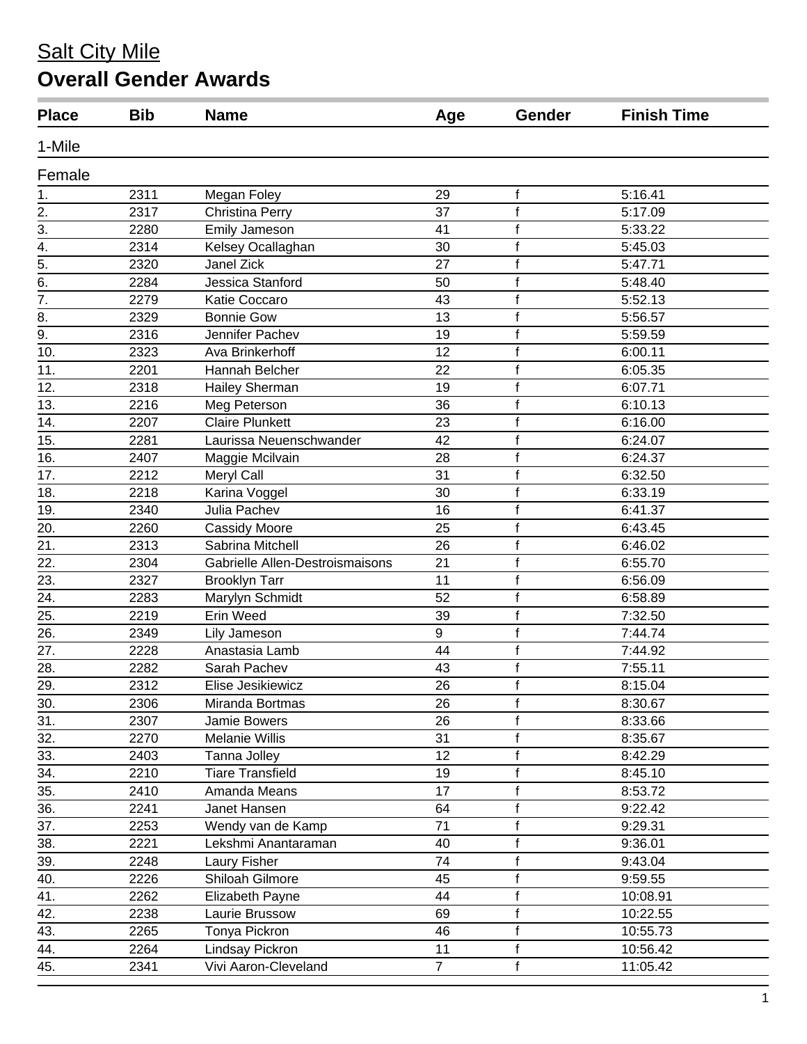# Salt City Mile

## Overall Gender Awards

| Place | Bib | Name | Age | Gender | Finish Time |
|---|---|---|---|---|---|
| **1-Mile** | | | | | |
| **Female** | | | | | |
| 1. | 2311 | Megan Foley | 29 | f | 5:16.41 |
| 2. | 2317 | Christina Perry | 37 | f | 5:17.09 |
| 3. | 2280 | Emily Jameson | 41 | f | 5:33.22 |
| 4. | 2314 | Kelsey Ocallaghan | 30 | f | 5:45.03 |
| 5. | 2320 | Janel Zick | 27 | f | 5:47.71 |
| 6. | 2284 | Jessica Stanford | 50 | f | 5:48.40 |
| 7. | 2279 | Katie Coccaro | 43 | f | 5:52.13 |
| 8. | 2329 | Bonnie Gow | 13 | f | 5:56.57 |
| 9. | 2316 | Jennifer Pachev | 19 | f | 5:59.59 |
| 10. | 2323 | Ava Brinkerhoff | 12 | f | 6:00.11 |
| 11. | 2201 | Hannah Belcher | 22 | f | 6:05.35 |
| 12. | 2318 | Hailey Sherman | 19 | f | 6:07.71 |
| 13. | 2216 | Meg Peterson | 36 | f | 6:10.13 |
| 14. | 2207 | Claire Plunkett | 23 | f | 6:16.00 |
| 15. | 2281 | Laurissa Neuenschwander | 42 | f | 6:24.07 |
| 16. | 2407 | Maggie Mcilvain | 28 | f | 6:24.37 |
| 17. | 2212 | Meryl Call | 31 | f | 6:32.50 |
| 18. | 2218 | Karina Voggel | 30 | f | 6:33.19 |
| 19. | 2340 | Julia Pachev | 16 | f | 6:41.37 |
| 20. | 2260 | Cassidy Moore | 25 | f | 6:43.45 |
| 21. | 2313 | Sabrina Mitchell | 26 | f | 6:46.02 |
| 22. | 2304 | Gabrielle Allen-Destroismaisons | 21 | f | 6:55.70 |
| 23. | 2327 | Brooklyn Tarr | 11 | f | 6:56.09 |
| 24. | 2283 | Marylyn Schmidt | 52 | f | 6:58.89 |
| 25. | 2219 | Erin Weed | 39 | f | 7:32.50 |
| 26. | 2349 | Lily Jameson | 9 | f | 7:44.74 |
| 27. | 2228 | Anastasia Lamb | 44 | f | 7:44.92 |
| 28. | 2282 | Sarah Pachev | 43 | f | 7:55.11 |
| 29. | 2312 | Elise Jesikiewicz | 26 | f | 8:15.04 |
| 30. | 2306 | Miranda Bortmas | 26 | f | 8:30.67 |
| 31. | 2307 | Jamie Bowers | 26 | f | 8:33.66 |
| 32. | 2270 | Melanie Willis | 31 | f | 8:35.67 |
| 33. | 2403 | Tanna Jolley | 12 | f | 8:42.29 |
| 34. | 2210 | Tiare Transfield | 19 | f | 8:45.10 |
| 35. | 2410 | Amanda Means | 17 | f | 8:53.72 |
| 36. | 2241 | Janet Hansen | 64 | f | 9:22.42 |
| 37. | 2253 | Wendy van de Kamp | 71 | f | 9:29.31 |
| 38. | 2221 | Lekshmi Anantaraman | 40 | f | 9:36.01 |
| 39. | 2248 | Laury Fisher | 74 | f | 9:43.04 |
| 40. | 2226 | Shiloah Gilmore | 45 | f | 9:59.55 |
| 41. | 2262 | Elizabeth Payne | 44 | f | 10:08.91 |
| 42. | 2238 | Laurie Brussow | 69 | f | 10:22.55 |
| 43. | 2265 | Tonya Pickron | 46 | f | 10:55.73 |
| 44. | 2264 | Lindsay Pickron | 11 | f | 10:56.42 |
| 45. | 2341 | Vivi Aaron-Cleveland | 7 | f | 11:05.42 |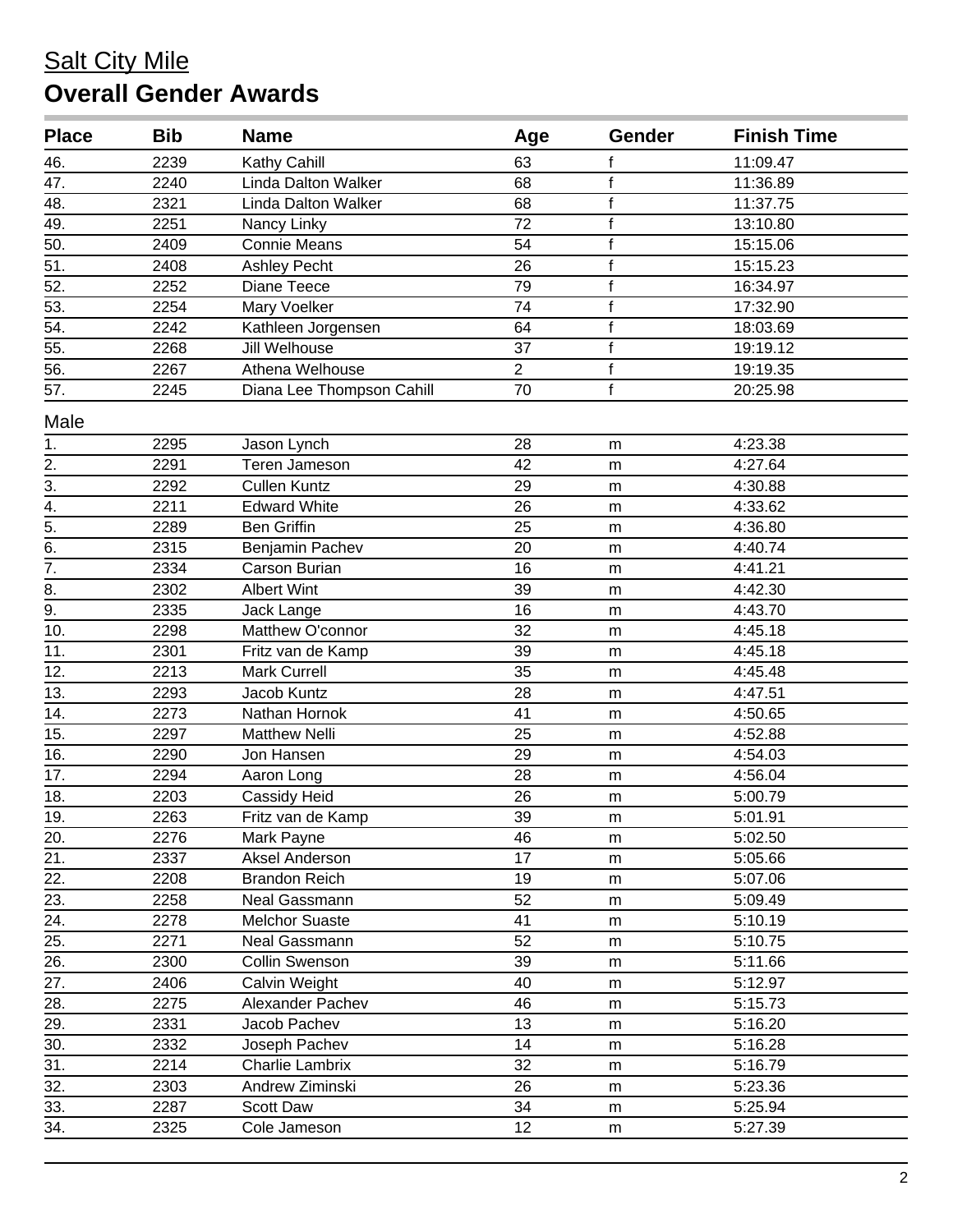# Salt City Mile

## Overall Gender Awards

| Place | Bib | Name | Age | Gender | Finish Time |
|---|---|---|---|---|---|
| 46. | 2239 | Kathy Cahill | 63 | f | 11:09.47 |
| 47. | 2240 | Linda Dalton Walker | 68 | f | 11:36.89 |
| 48. | 2321 | Linda Dalton Walker | 68 | f | 11:37.75 |
| 49. | 2251 | Nancy Linky | 72 | f | 13:10.80 |
| 50. | 2409 | Connie Means | 54 | f | 15:15.06 |
| 51. | 2408 | Ashley Pecht | 26 | f | 15:15.23 |
| 52. | 2252 | Diane Teece | 79 | f | 16:34.97 |
| 53. | 2254 | Mary Voelker | 74 | f | 17:32.90 |
| 54. | 2242 | Kathleen Jorgensen | 64 | f | 18:03.69 |
| 55. | 2268 | Jill Welhouse | 37 | f | 19:19.12 |
| 56. | 2267 | Athena Welhouse | 2 | f | 19:19.35 |
| 57. | 2245 | Diana Lee Thompson Cahill | 70 | f | 20:25.98 |

Male

| Place | Bib | Name | Age | Gender | Finish Time |
|---|---|---|---|---|---|
| 1. | 2295 | Jason Lynch | 28 | m | 4:23.38 |
| 2. | 2291 | Teren Jameson | 42 | m | 4:27.64 |
| 3. | 2292 | Cullen Kuntz | 29 | m | 4:30.88 |
| 4. | 2211 | Edward White | 26 | m | 4:33.62 |
| 5. | 2289 | Ben Griffin | 25 | m | 4:36.80 |
| 6. | 2315 | Benjamin Pachev | 20 | m | 4:40.74 |
| 7. | 2334 | Carson Burian | 16 | m | 4:41.21 |
| 8. | 2302 | Albert Wint | 39 | m | 4:42.30 |
| 9. | 2335 | Jack Lange | 16 | m | 4:43.70 |
| 10. | 2298 | Matthew O'connor | 32 | m | 4:45.18 |
| 11. | 2301 | Fritz van de Kamp | 39 | m | 4:45.18 |
| 12. | 2213 | Mark Currell | 35 | m | 4:45.48 |
| 13. | 2293 | Jacob Kuntz | 28 | m | 4:47.51 |
| 14. | 2273 | Nathan Hornok | 41 | m | 4:50.65 |
| 15. | 2297 | Matthew Nelli | 25 | m | 4:52.88 |
| 16. | 2290 | Jon Hansen | 29 | m | 4:54.03 |
| 17. | 2294 | Aaron Long | 28 | m | 4:56.04 |
| 18. | 2203 | Cassidy Heid | 26 | m | 5:00.79 |
| 19. | 2263 | Fritz van de Kamp | 39 | m | 5:01.91 |
| 20. | 2276 | Mark Payne | 46 | m | 5:02.50 |
| 21. | 2337 | Aksel Anderson | 17 | m | 5:05.66 |
| 22. | 2208 | Brandon Reich | 19 | m | 5:07.06 |
| 23. | 2258 | Neal Gassmann | 52 | m | 5:09.49 |
| 24. | 2278 | Melchor Suaste | 41 | m | 5:10.19 |
| 25. | 2271 | Neal Gassmann | 52 | m | 5:10.75 |
| 26. | 2300 | Collin Swenson | 39 | m | 5:11.66 |
| 27. | 2406 | Calvin Weight | 40 | m | 5:12.97 |
| 28. | 2275 | Alexander Pachev | 46 | m | 5:15.73 |
| 29. | 2331 | Jacob Pachev | 13 | m | 5:16.20 |
| 30. | 2332 | Joseph Pachev | 14 | m | 5:16.28 |
| 31. | 2214 | Charlie Lambrix | 32 | m | 5:16.79 |
| 32. | 2303 | Andrew Ziminski | 26 | m | 5:23.36 |
| 33. | 2287 | Scott Daw | 34 | m | 5:25.94 |
| 34. | 2325 | Cole Jameson | 12 | m | 5:27.39 |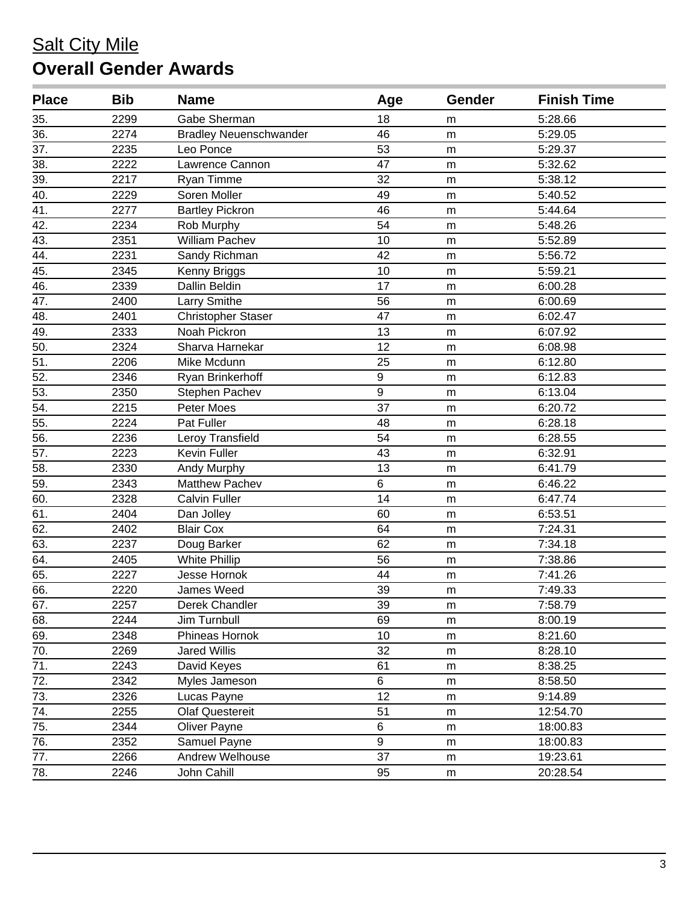Salt City Mile

# Overall Gender Awards

| Place | Bib | Name | Age | Gender | Finish Time |
|---|---|---|---|---|---|
| 35. | 2299 | Gabe Sherman | 18 | m | 5:28.66 |
| 36. | 2274 | Bradley Neuenschwander | 46 | m | 5:29.05 |
| 37. | 2235 | Leo Ponce | 53 | m | 5:29.37 |
| 38. | 2222 | Lawrence Cannon | 47 | m | 5:32.62 |
| 39. | 2217 | Ryan Timme | 32 | m | 5:38.12 |
| 40. | 2229 | Soren Moller | 49 | m | 5:40.52 |
| 41. | 2277 | Bartley Pickron | 46 | m | 5:44.64 |
| 42. | 2234 | Rob Murphy | 54 | m | 5:48.26 |
| 43. | 2351 | William Pachev | 10 | m | 5:52.89 |
| 44. | 2231 | Sandy Richman | 42 | m | 5:56.72 |
| 45. | 2345 | Kenny Briggs | 10 | m | 5:59.21 |
| 46. | 2339 | Dallin Beldin | 17 | m | 6:00.28 |
| 47. | 2400 | Larry Smithe | 56 | m | 6:00.69 |
| 48. | 2401 | Christopher Staser | 47 | m | 6:02.47 |
| 49. | 2333 | Noah Pickron | 13 | m | 6:07.92 |
| 50. | 2324 | Sharva Harnekar | 12 | m | 6:08.98 |
| 51. | 2206 | Mike Mcdunn | 25 | m | 6:12.80 |
| 52. | 2346 | Ryan Brinkerhoff | 9 | m | 6:12.83 |
| 53. | 2350 | Stephen Pachev | 9 | m | 6:13.04 |
| 54. | 2215 | Peter Moes | 37 | m | 6:20.72 |
| 55. | 2224 | Pat Fuller | 48 | m | 6:28.18 |
| 56. | 2236 | Leroy Transfield | 54 | m | 6:28.55 |
| 57. | 2223 | Kevin Fuller | 43 | m | 6:32.91 |
| 58. | 2330 | Andy Murphy | 13 | m | 6:41.79 |
| 59. | 2343 | Matthew Pachev | 6 | m | 6:46.22 |
| 60. | 2328 | Calvin Fuller | 14 | m | 6:47.74 |
| 61. | 2404 | Dan Jolley | 60 | m | 6:53.51 |
| 62. | 2402 | Blair Cox | 64 | m | 7:24.31 |
| 63. | 2237 | Doug Barker | 62 | m | 7:34.18 |
| 64. | 2405 | White Phillip | 56 | m | 7:38.86 |
| 65. | 2227 | Jesse Hornok | 44 | m | 7:41.26 |
| 66. | 2220 | James Weed | 39 | m | 7:49.33 |
| 67. | 2257 | Derek Chandler | 39 | m | 7:58.79 |
| 68. | 2244 | Jim Turnbull | 69 | m | 8:00.19 |
| 69. | 2348 | Phineas Hornok | 10 | m | 8:21.60 |
| 70. | 2269 | Jared Willis | 32 | m | 8:28.10 |
| 71. | 2243 | David Keyes | 61 | m | 8:38.25 |
| 72. | 2342 | Myles Jameson | 6 | m | 8:58.50 |
| 73. | 2326 | Lucas Payne | 12 | m | 9:14.89 |
| 74. | 2255 | Olaf Questereit | 51 | m | 12:54.70 |
| 75. | 2344 | Oliver Payne | 6 | m | 18:00.83 |
| 76. | 2352 | Samuel Payne | 9 | m | 18:00.83 |
| 77. | 2266 | Andrew Welhouse | 37 | m | 19:23.61 |
| 78. | 2246 | John Cahill | 95 | m | 20:28.54 |